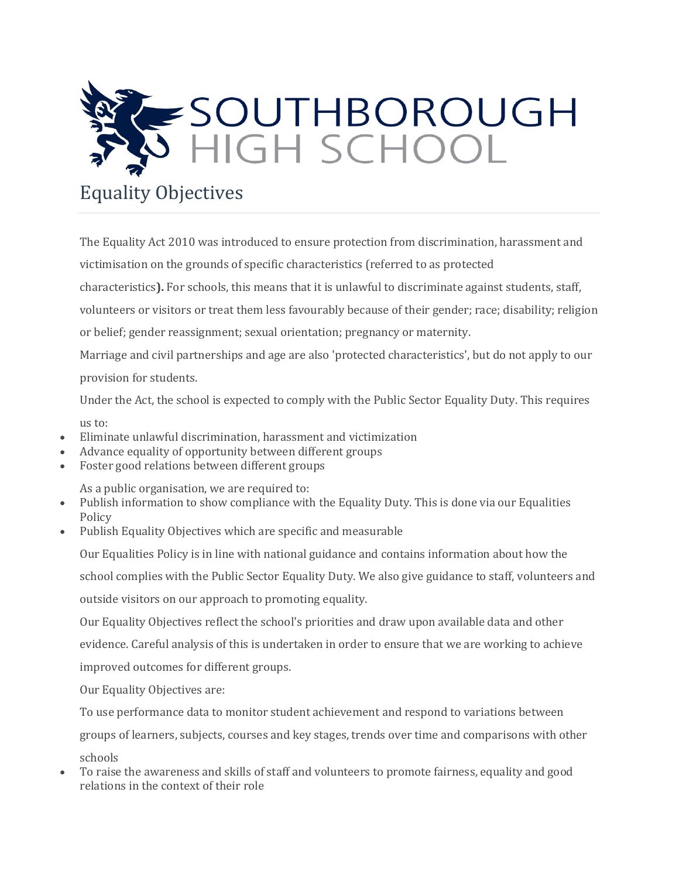# SOUTHBOROUGH HIGH SCHOOL

## Equality Objectives

The Equality Act 2010 was introduced to ensure protection from discrimination, harassment and victimisation on the grounds of specific characteristics (referred to as protected characteristics**).** For schools, this means that it is unlawful to discriminate against students, staff, volunteers or visitors or treat them less favourably because of their gender; race; disability; religion or belief; gender reassignment; sexual orientation; pregnancy or maternity.

Marriage and civil partnerships and age are also 'protected characteristics', but do not apply to our provision for students.

Under the Act, the school is expected to comply with the Public Sector Equality Duty. This requires us to:

- Eliminate unlawful discrimination, harassment and victimization
- Advance equality of opportunity between different groups
- Foster good relations between different groups

As a public organisation, we are required to:

- Publish information to show compliance with the Equality Duty. This is done via our Equalities Policy
- Publish Equality Objectives which are specific and measurable

Our Equalities Policy is in line with national guidance and contains information about how the school complies with the Public Sector Equality Duty. We also give guidance to staff, volunteers and outside visitors on our approach to promoting equality.

Our Equality Objectives reflect the school's priorities and draw upon available data and other evidence. Careful analysis of this is undertaken in order to ensure that we are working to achieve improved outcomes for different groups.

Our Equality Objectives are:

To use performance data to monitor student achievement and respond to variations between groups of learners, subjects, courses and key stages, trends over time and comparisons with other schools

- To raise the awareness and skills of staff and volunteers to promote fairness, equality and good relations in the context of their role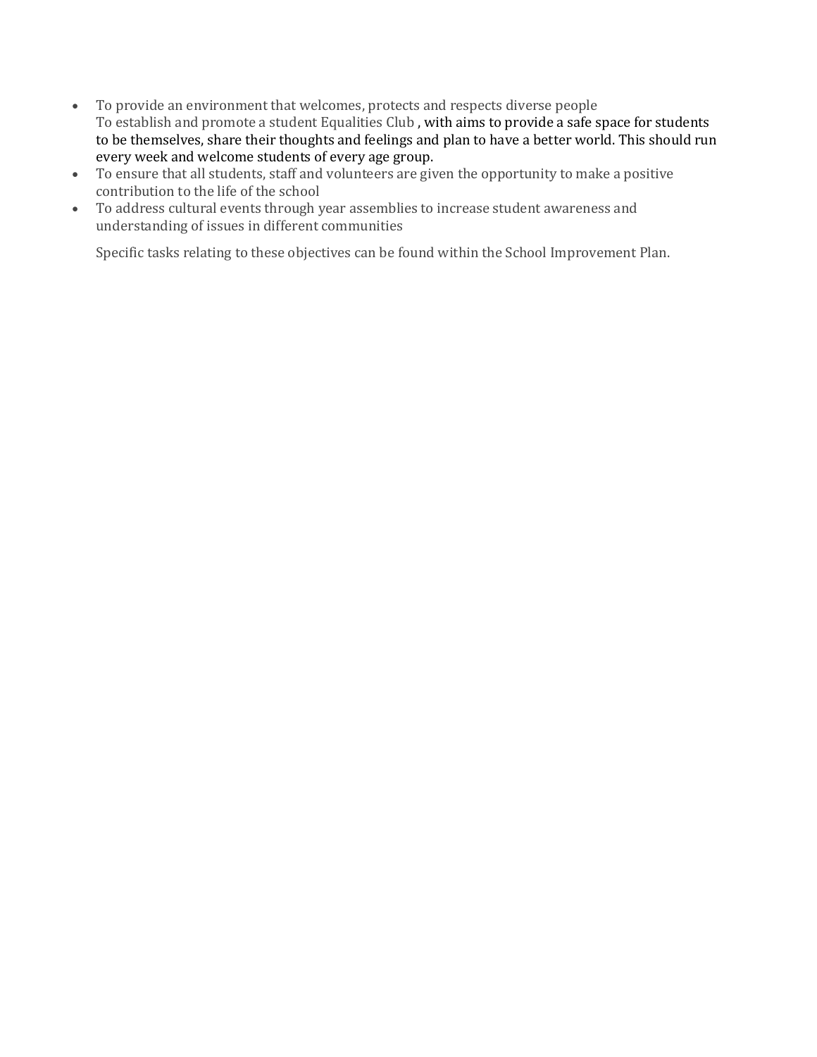- To provide an environment that welcomes, protects and respects diverse people
  To establish and promote a student Equalities Club , with aims to provide a safe space for students to be themselves, share their thoughts and feelings and plan to have a better world. This should run every week and welcome students of every age group.
- To ensure that all students, staff and volunteers are given the opportunity to make a positive contribution to the life of the school
- To address cultural events through year assemblies to increase student awareness and understanding of issues in different communities

  Specific tasks relating to these objectives can be found within the School Improvement Plan.